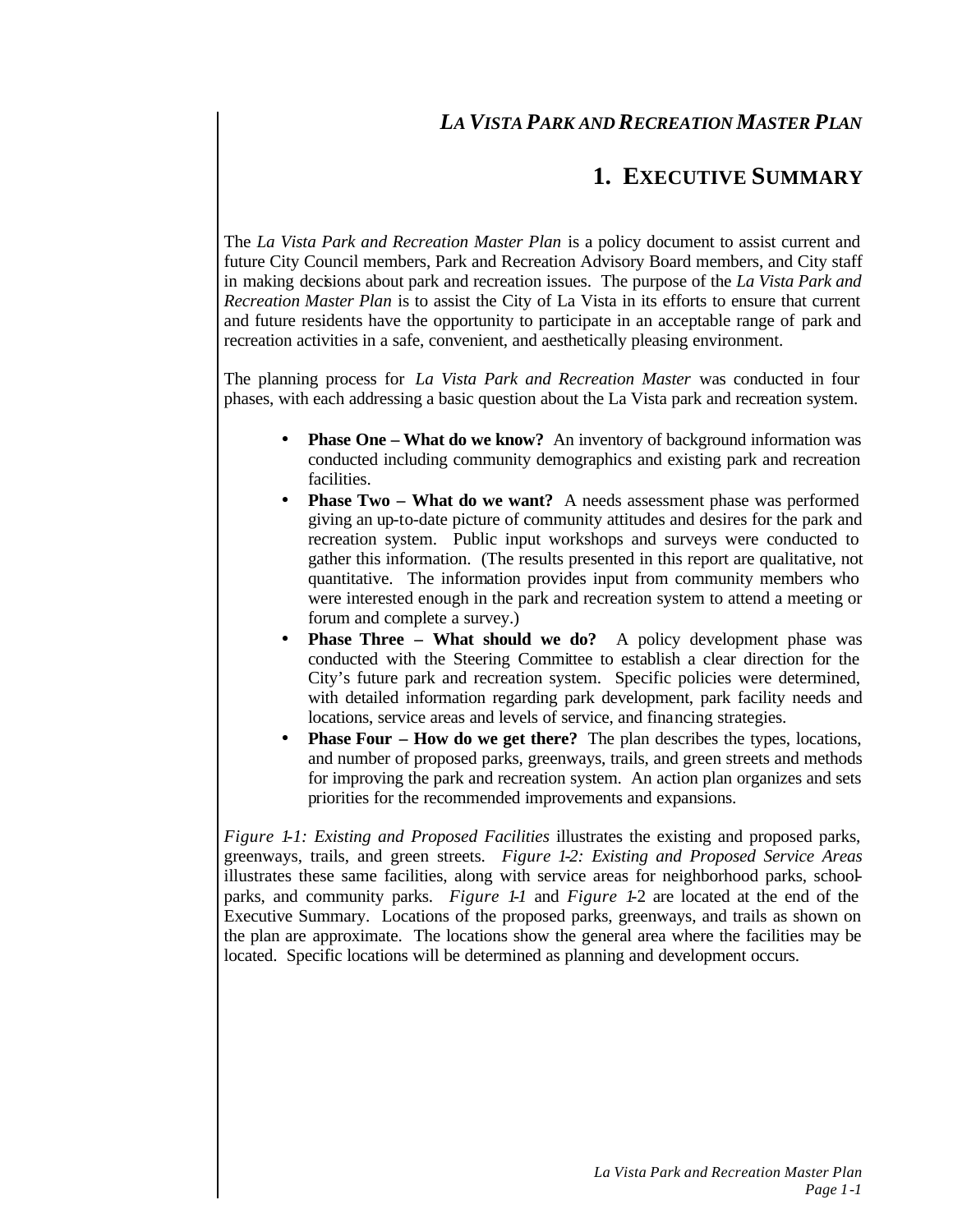# *LA VISTA PARK AND RECREATION MASTER PLAN*

## 1. EXECUTIVE SUMMARY

The *La Vista Park and Recreation Master Plan* is a policy document to assist current and future City Council members, Park and Recreation Advisory Board members, and City staff in making decisions about park and recreation issues. The purpose of the *La Vista Park and Recreation Master Plan* is to assist the City of La Vista in its efforts to ensure that current and future residents have the opportunity to participate in an acceptable range of park and recreation activities in a safe, convenient, and aesthetically pleasing environment.

The planning process for *La Vista Park and Recreation Master* was conducted in four phases, with each addressing a basic question about the La Vista park and recreation system.

- **Phase One – What do we know?** An inventory of background information was conducted including community demographics and existing park and recreation facilities.
- **Phase Two – What do we want?** A needs assessment phase was performed giving an up-to-date picture of community attitudes and desires for the park and recreation system. Public input workshops and surveys were conducted to gather this information. (The results presented in this report are qualitative, not quantitative. The information provides input from community members who were interested enough in the park and recreation system to attend a meeting or forum and complete a survey.)
- **Phase Three – What should we do?** A policy development phase was conducted with the Steering Committee to establish a clear direction for the City's future park and recreation system. Specific policies were determined, with detailed information regarding park development, park facility needs and locations, service areas and levels of service, and financing strategies.
- **Phase Four – How do we get there?** The plan describes the types, locations, and number of proposed parks, greenways, trails, and green streets and methods for improving the park and recreation system. An action plan organizes and sets priorities for the recommended improvements and expansions.

*Figure 1-1: Existing and Proposed Facilities* illustrates the existing and proposed parks, greenways, trails, and green streets. *Figure 1-2: Existing and Proposed Service Areas* illustrates these same facilities, along with service areas for neighborhood parks, school-parks, and community parks. *Figure 1-1* and *Figure 1-2* are located at the end of the Executive Summary. Locations of the proposed parks, greenways, and trails as shown on the plan are approximate. The locations show the general area where the facilities may be located. Specific locations will be determined as planning and development occurs.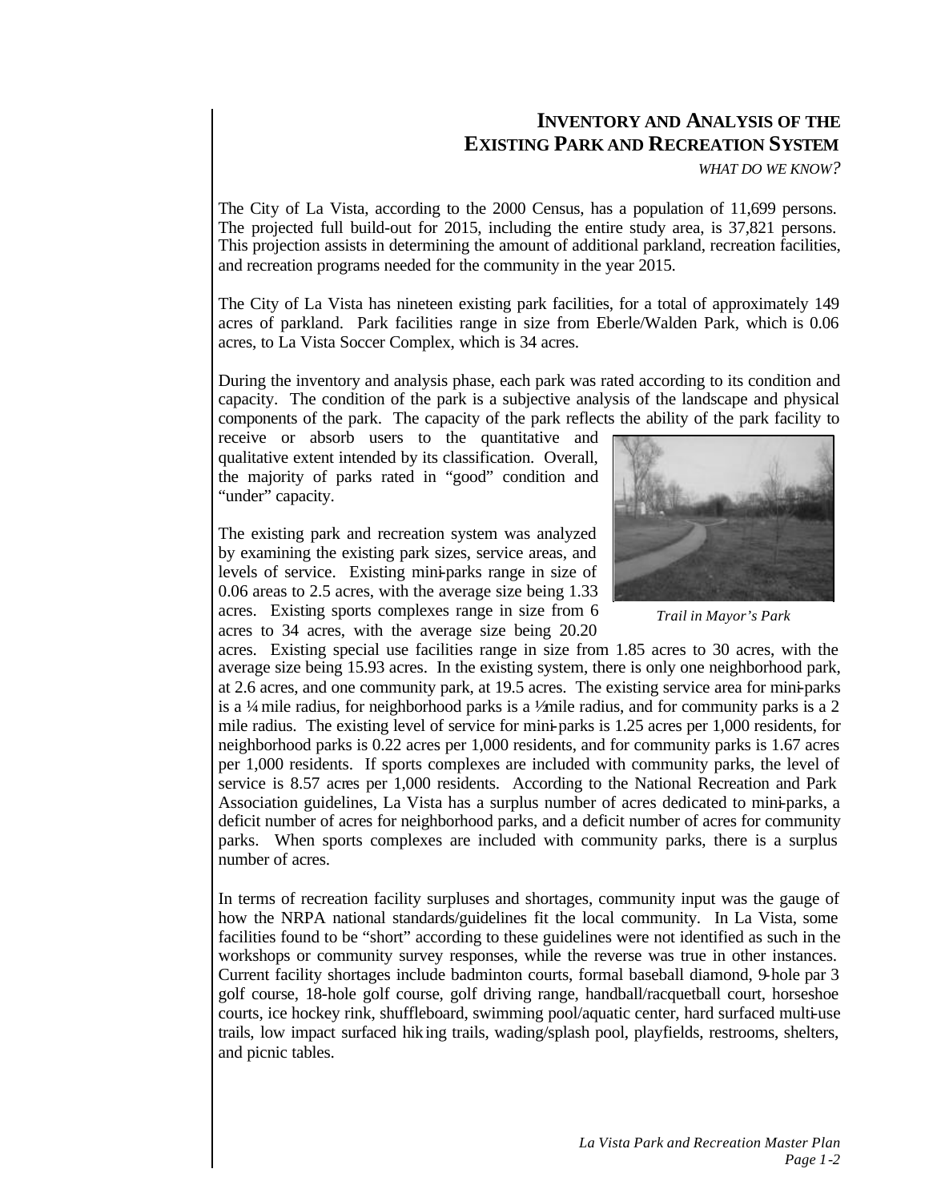# Inventory and Analysis of the Existing Park and Recreation System

*What do we know?*

The City of La Vista, according to the 2000 Census, has a population of 11,699 persons. The projected full build-out for 2015, including the entire study area, is 37,821 persons. This projection assists in determining the amount of additional parkland, recreation facilities, and recreation programs needed for the community in the year 2015.

The City of La Vista has nineteen existing park facilities, for a total of approximately 149 acres of parkland. Park facilities range in size from Eberle/Walden Park, which is 0.06 acres, to La Vista Soccer Complex, which is 34 acres.

During the inventory and analysis phase, each park was rated according to its condition and capacity. The condition of the park is a subjective analysis of the landscape and physical components of the park. The capacity of the park reflects the ability of the park facility to receive or absorb users to the quantitative and qualitative extent intended by its classification. Overall, the majority of parks rated in "good" condition and "under" capacity.

*Trail in Mayor's Park*

The existing park and recreation system was analyzed by examining the existing park sizes, service areas, and levels of service. Existing mini-parks range in size of 0.06 areas to 2.5 acres, with the average size being 1.33 acres. Existing sports complexes range in size from 6 acres to 34 acres, with the average size being 20.20 acres. Existing special use facilities range in size from 1.85 acres to 30 acres, with the average size being 15.93 acres. In the existing system, there is only one neighborhood park, at 2.6 acres, and one community park, at 19.5 acres. The existing service area for mini-parks is a ¼ mile radius, for neighborhood parks is a ½ mile radius, and for community parks is a 2 mile radius. The existing level of service for mini-parks is 1.25 acres per 1,000 residents, for neighborhood parks is 0.22 acres per 1,000 residents, and for community parks is 1.67 acres per 1,000 residents. If sports complexes are included with community parks, the level of service is 8.57 acres per 1,000 residents. According to the National Recreation and Park Association guidelines, La Vista has a surplus number of acres dedicated to mini-parks, a deficit number of acres for neighborhood parks, and a deficit number of acres for community parks. When sports complexes are included with community parks, there is a surplus number of acres.

In terms of recreation facility surpluses and shortages, community input was the gauge of how the NRPA national standards/guidelines fit the local community. In La Vista, some facilities found to be "short" according to these guidelines were not identified as such in the workshops or community survey responses, while the reverse was true in other instances. Current facility shortages include badminton courts, formal baseball diamond, 9-hole par 3 golf course, 18-hole golf course, golf driving range, handball/racquetball court, horseshoe courts, ice hockey rink, shuffleboard, swimming pool/aquatic center, hard surfaced multi-use trails, low impact surfaced hiking trails, wading/splash pool, playfields, restrooms, shelters, and picnic tables.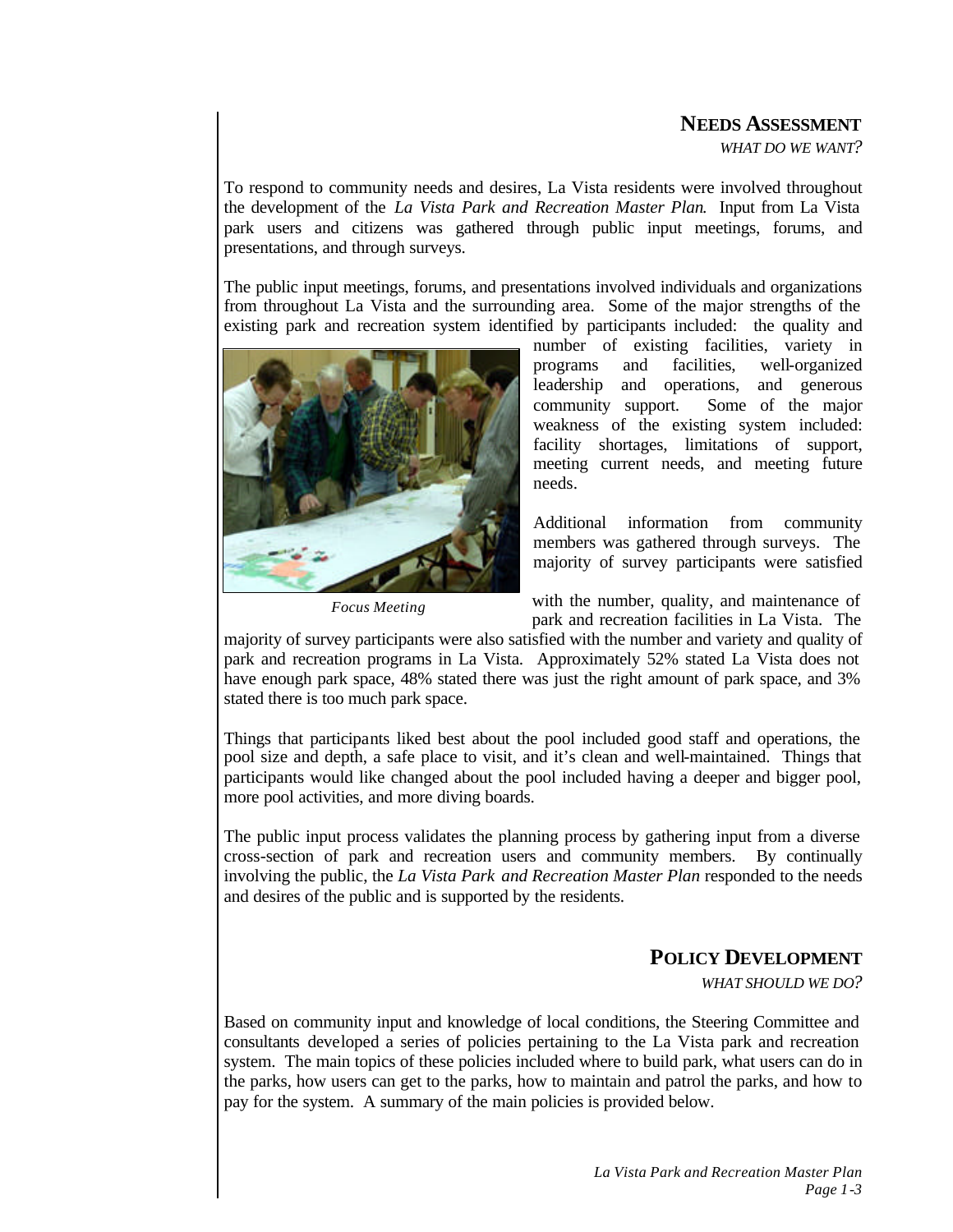## NEEDS ASSESSMENT

*WHAT DO WE WANT?*

To respond to community needs and desires, La Vista residents were involved throughout the development of the *La Vista Park and Recreation Master Plan*. Input from La Vista park users and citizens was gathered through public input meetings, forums, and presentations, and through surveys.

The public input meetings, forums, and presentations involved individuals and organizations from throughout La Vista and the surrounding area. Some of the major strengths of the existing park and recreation system identified by participants included: the quality and number of existing facilities, variety in programs and facilities, well-organized leadership and operations, and generous community support. Some of the major weakness of the existing system included: facility shortages, limitations of support, meeting current needs, and meeting future needs.

*Focus Meeting*

Additional information from community members was gathered through surveys. The majority of survey participants were satisfied with the number, quality, and maintenance of park and recreation facilities in La Vista. The majority of survey participants were also satisfied with the number and variety and quality of park and recreation programs in La Vista. Approximately 52% stated La Vista does not have enough park space, 48% stated there was just the right amount of park space, and 3% stated there is too much park space.

Things that participants liked best about the pool included good staff and operations, the pool size and depth, a safe place to visit, and it's clean and well-maintained. Things that participants would like changed about the pool included having a deeper and bigger pool, more pool activities, and more diving boards.

The public input process validates the planning process by gathering input from a diverse cross-section of park and recreation users and community members. By continually involving the public, the *La Vista Park and Recreation Master Plan* responded to the needs and desires of the public and is supported by the residents.

## POLICY DEVELOPMENT

*WHAT SHOULD WE DO?*

Based on community input and knowledge of local conditions, the Steering Committee and consultants developed a series of policies pertaining to the La Vista park and recreation system. The main topics of these policies included where to build park, what users can do in the parks, how users can get to the parks, how to maintain and patrol the parks, and how to pay for the system. A summary of the main policies is provided below.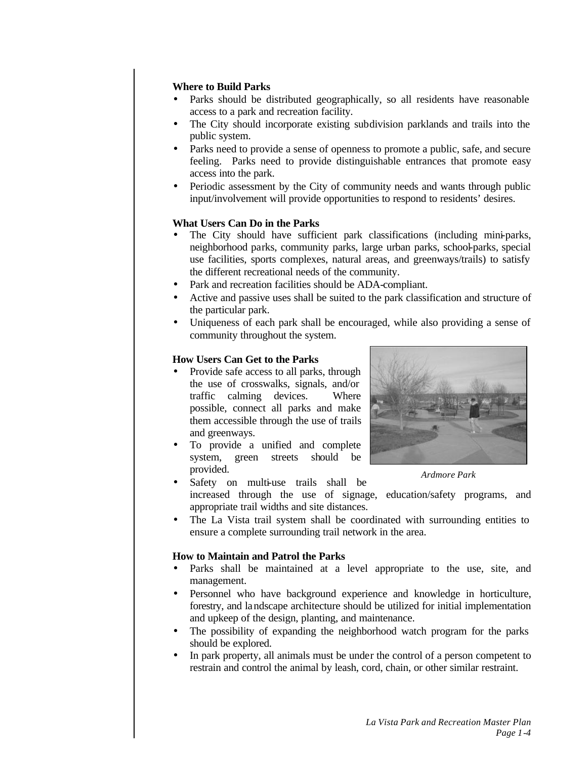**Where to Build Parks**

- Parks should be distributed geographically, so all residents have reasonable access to a park and recreation facility.
- The City should incorporate existing subdivision parklands and trails into the public system.
- Parks need to provide a sense of openness to promote a public, safe, and secure feeling. Parks need to provide distinguishable entrances that promote easy access into the park.
- Periodic assessment by the City of community needs and wants through public input/involvement will provide opportunities to respond to residents' desires.

**What Users Can Do in the Parks**

- The City should have sufficient park classifications (including mini-parks, neighborhood parks, community parks, large urban parks, school-parks, special use facilities, sports complexes, natural areas, and greenways/trails) to satisfy the different recreational needs of the community.
- Park and recreation facilities should be ADA-compliant.
- Active and passive uses shall be suited to the park classification and structure of the particular park.
- Uniqueness of each park shall be encouraged, while also providing a sense of community throughout the system.

**How Users Can Get to the Parks**

- Provide safe access to all parks, through the use of crosswalks, signals, and/or traffic calming devices. Where possible, connect all parks and make them accessible through the use of trails and greenways.
- To provide a unified and complete system, green streets should be provided.
- Safety on multi-use trails shall be increased through the use of signage, education/safety programs, and appropriate trail widths and site distances.
- The La Vista trail system shall be coordinated with surrounding entities to ensure a complete surrounding trail network in the area.

*Ardmore Park*

**How to Maintain and Patrol the Parks**

- Parks shall be maintained at a level appropriate to the use, site, and management.
- Personnel who have background experience and knowledge in horticulture, forestry, and landscape architecture should be utilized for initial implementation and upkeep of the design, planting, and maintenance.
- The possibility of expanding the neighborhood watch program for the parks should be explored.
- In park property, all animals must be under the control of a person competent to restrain and control the animal by leash, cord, chain, or other similar restraint.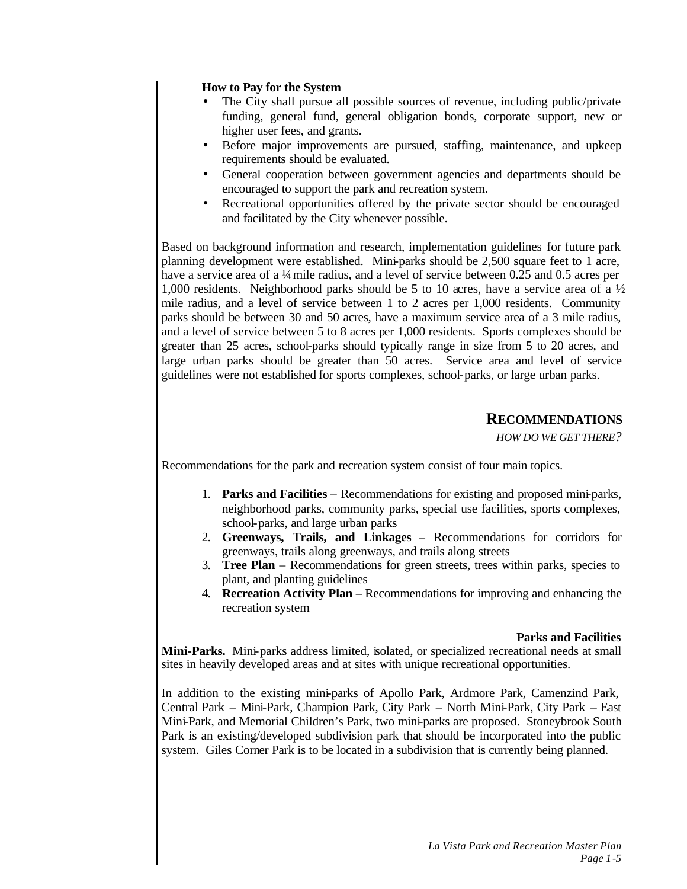**How to Pay for the System**

- The City shall pursue all possible sources of revenue, including public/private funding, general fund, general obligation bonds, corporate support, new or higher user fees, and grants.
- Before major improvements are pursued, staffing, maintenance, and upkeep requirements should be evaluated.
- General cooperation between government agencies and departments should be encouraged to support the park and recreation system.
- Recreational opportunities offered by the private sector should be encouraged and facilitated by the City whenever possible.

Based on background information and research, implementation guidelines for future park planning development were established. Mini-parks should be 2,500 square feet to 1 acre, have a service area of a ¼ mile radius, and a level of service between 0.25 and 0.5 acres per 1,000 residents. Neighborhood parks should be 5 to 10 acres, have a service area of a ½ mile radius, and a level of service between 1 to 2 acres per 1,000 residents. Community parks should be between 30 and 50 acres, have a maximum service area of a 3 mile radius, and a level of service between 5 to 8 acres per 1,000 residents. Sports complexes should be greater than 25 acres, school-parks should typically range in size from 5 to 20 acres, and large urban parks should be greater than 50 acres. Service area and level of service guidelines were not established for sports complexes, school-parks, or large urban parks.

## RECOMMENDATIONS

*HOW DO WE GET THERE?*

Recommendations for the park and recreation system consist of four main topics.

1. **Parks and Facilities** – Recommendations for existing and proposed mini-parks, neighborhood parks, community parks, special use facilities, sports complexes, school-parks, and large urban parks
2. **Greenways, Trails, and Linkages** – Recommendations for corridors for greenways, trails along greenways, and trails along streets
3. **Tree Plan** – Recommendations for green streets, trees within parks, species to plant, and planting guidelines
4. **Recreation Activity Plan** – Recommendations for improving and enhancing the recreation system

### Parks and Facilities

**Mini-Parks.** Mini-parks address limited, isolated, or specialized recreational needs at small sites in heavily developed areas and at sites with unique recreational opportunities.

In addition to the existing mini-parks of Apollo Park, Ardmore Park, Camenzind Park, Central Park – Mini-Park, Champion Park, City Park – North Mini-Park, City Park – East Mini-Park, and Memorial Children's Park, two mini-parks are proposed. Stoneybrook South Park is an existing/developed subdivision park that should be incorporated into the public system. Giles Corner Park is to be located in a subdivision that is currently being planned.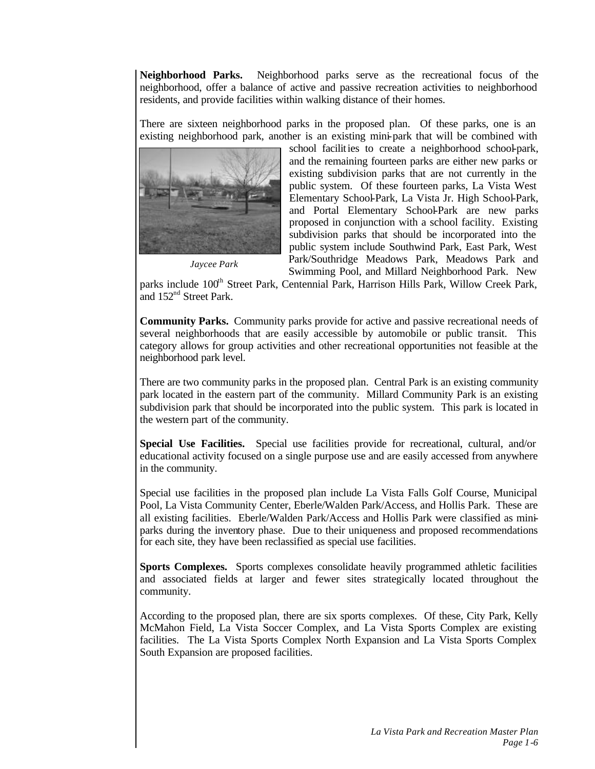**Neighborhood Parks.** Neighborhood parks serve as the recreational focus of the neighborhood, offer a balance of active and passive recreation activities to neighborhood residents, and provide facilities within walking distance of their homes.

There are sixteen neighborhood parks in the proposed plan. Of these parks, one is an existing neighborhood park, another is an existing mini-park that will be combined with school facilities to create a neighborhood school-park, and the remaining fourteen parks are either new parks or existing subdivision parks that are not currently in the public system. Of these fourteen parks, La Vista West Elementary School-Park, La Vista Jr. High School-Park, and Portal Elementary School-Park are new parks proposed in conjunction with a school facility. Existing subdivision parks that should be incorporated into the public system include Southwind Park, East Park, West Park/Southridge Meadows Park, Meadows Park and Swimming Pool, and Millard Neighborhood Park. New parks include 100th Street Park, Centennial Park, Harrison Hills Park, Willow Creek Park, and 152nd Street Park.

*Jaycee Park*

**Community Parks.** Community parks provide for active and passive recreational needs of several neighborhoods that are easily accessible by automobile or public transit. This category allows for group activities and other recreational opportunities not feasible at the neighborhood park level.

There are two community parks in the proposed plan. Central Park is an existing community park located in the eastern part of the community. Millard Community Park is an existing subdivision park that should be incorporated into the public system. This park is located in the western part of the community.

**Special Use Facilities.** Special use facilities provide for recreational, cultural, and/or educational activity focused on a single purpose use and are easily accessed from anywhere in the community.

Special use facilities in the proposed plan include La Vista Falls Golf Course, Municipal Pool, La Vista Community Center, Eberle/Walden Park/Access, and Hollis Park. These are all existing facilities. Eberle/Walden Park/Access and Hollis Park were classified as mini-parks during the inventory phase. Due to their uniqueness and proposed recommendations for each site, they have been reclassified as special use facilities.

**Sports Complexes.** Sports complexes consolidate heavily programmed athletic facilities and associated fields at larger and fewer sites strategically located throughout the community.

According to the proposed plan, there are six sports complexes. Of these, City Park, Kelly McMahon Field, La Vista Soccer Complex, and La Vista Sports Complex are existing facilities. The La Vista Sports Complex North Expansion and La Vista Sports Complex South Expansion are proposed facilities.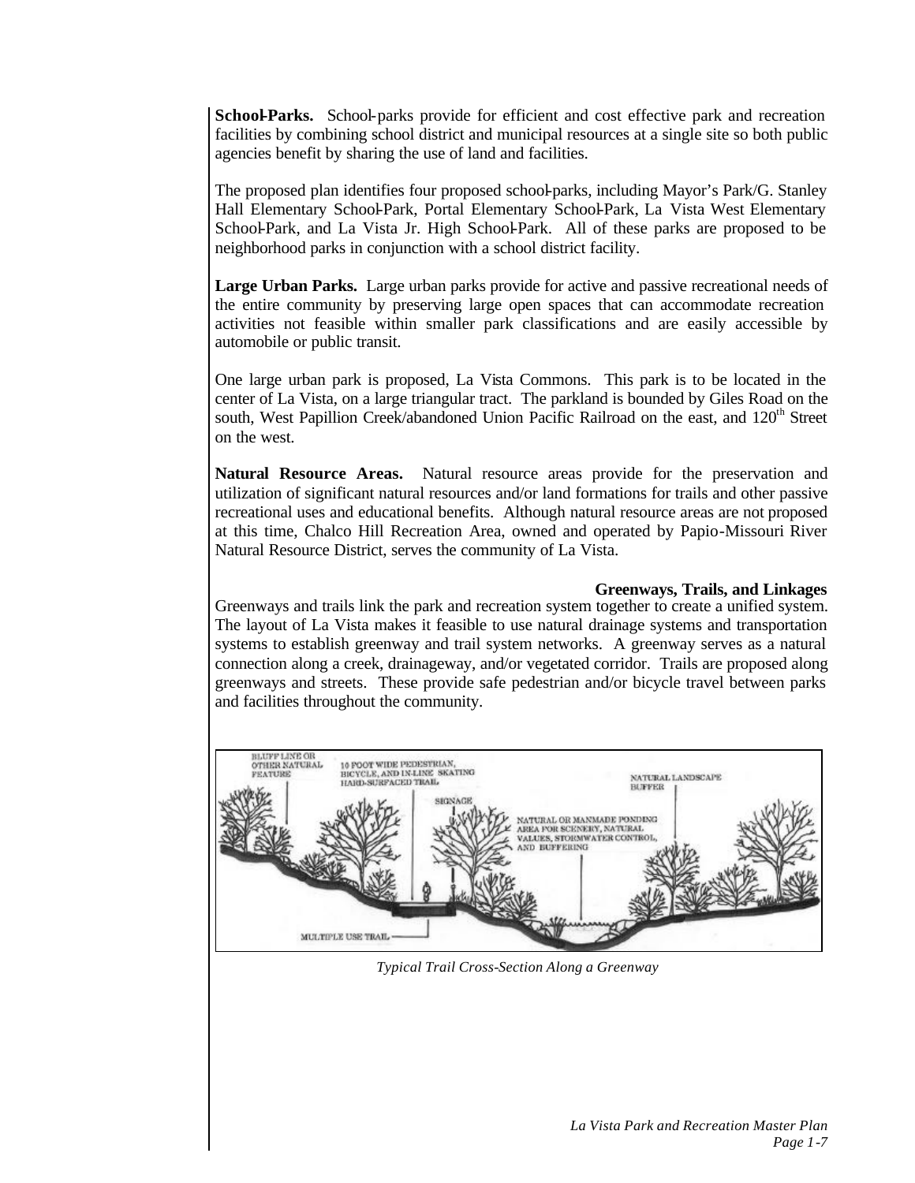**School-Parks.** School-parks provide for efficient and cost effective park and recreation facilities by combining school district and municipal resources at a single site so both public agencies benefit by sharing the use of land and facilities.

The proposed plan identifies four proposed school-parks, including Mayor's Park/G. Stanley Hall Elementary School-Park, Portal Elementary School-Park, La Vista West Elementary School-Park, and La Vista Jr. High School-Park. All of these parks are proposed to be neighborhood parks in conjunction with a school district facility.

**Large Urban Parks.** Large urban parks provide for active and passive recreational needs of the entire community by preserving large open spaces that can accommodate recreation activities not feasible within smaller park classifications and are easily accessible by automobile or public transit.

One large urban park is proposed, La Vista Commons. This park is to be located in the center of La Vista, on a large triangular tract. The parkland is bounded by Giles Road on the south, West Papillion Creek/abandoned Union Pacific Railroad on the east, and 120th Street on the west.

**Natural Resource Areas.** Natural resource areas provide for the preservation and utilization of significant natural resources and/or land formations for trails and other passive recreational uses and educational benefits. Although natural resource areas are not proposed at this time, Chalco Hill Recreation Area, owned and operated by Papio-Missouri River Natural Resource District, serves the community of La Vista.

## Greenways, Trails, and Linkages

Greenways and trails link the park and recreation system together to create a unified system. The layout of La Vista makes it feasible to use natural drainage systems and transportation systems to establish greenway and trail system networks. A greenway serves as a natural connection along a creek, drainageway, and/or vegetated corridor. Trails are proposed along greenways and streets. These provide safe pedestrian and/or bicycle travel between parks and facilities throughout the community.

BLUFF LINE OR OTHER NATURAL FEATURE

10 FOOT WIDE PEDESTRIAN, BICYCLE, AND IN-LINE SKATING HARD-SURFACED TRAIL

SIGNAGE

NATURAL OR MANMADE PONDING AREA FOR SCENERY, NATURAL VALUES, STORMWATER CONTROL, AND BUFFERING

NATURAL LANDSCAPE BUFFER

MULTIPLE USE TRAIL

*Typical Trail Cross-Section Along a Greenway*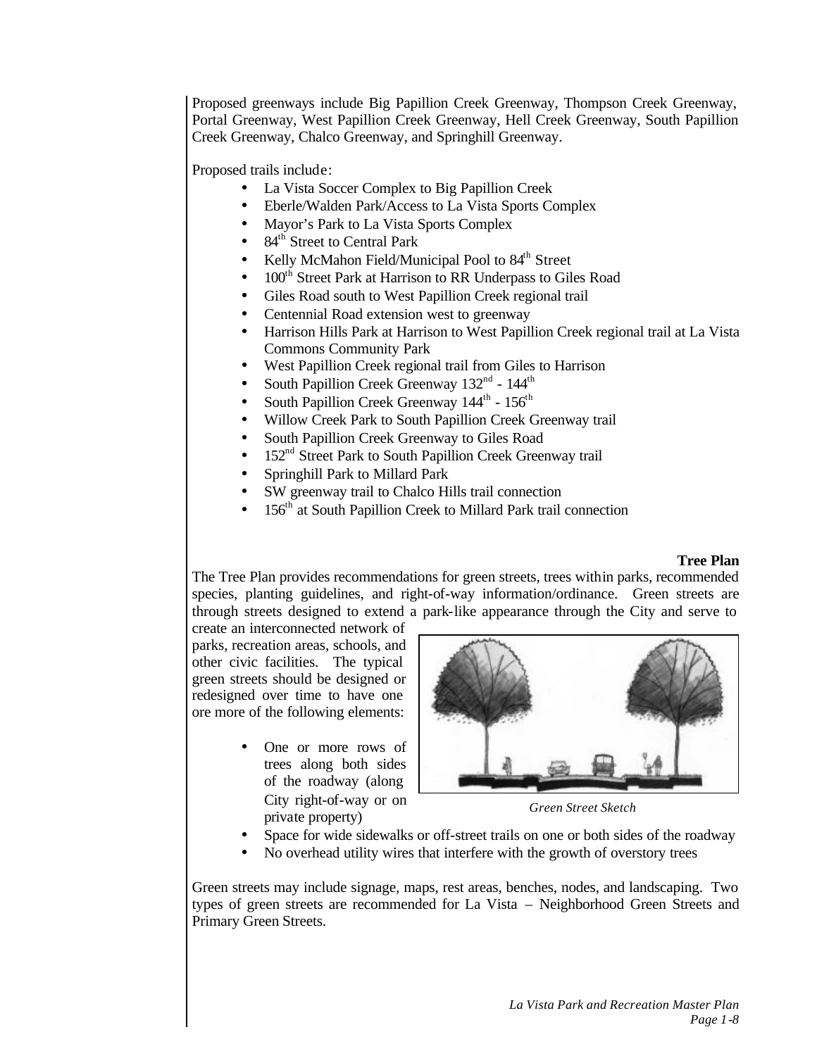Proposed greenways include Big Papillion Creek Greenway, Thompson Creek Greenway, Portal Greenway, West Papillion Creek Greenway, Hell Creek Greenway, South Papillion Creek Greenway, Chalco Greenway, and Springhill Greenway.

Proposed trails include:

- La Vista Soccer Complex to Big Papillion Creek
- Eberle/Walden Park/Access to La Vista Sports Complex
- Mayor's Park to La Vista Sports Complex
- 84th Street to Central Park
- Kelly McMahon Field/Municipal Pool to 84th Street
- 100th Street Park at Harrison to RR Underpass to Giles Road
- Giles Road south to West Papillion Creek regional trail
- Centennial Road extension west to greenway
- Harrison Hills Park at Harrison to West Papillion Creek regional trail at La Vista Commons Community Park
- West Papillion Creek regional trail from Giles to Harrison
- South Papillion Creek Greenway 132nd - 144th
- South Papillion Creek Greenway 144th - 156th
- Willow Creek Park to South Papillion Creek Greenway trail
- South Papillion Creek Greenway to Giles Road
- 152nd Street Park to South Papillion Creek Greenway trail
- Springhill Park to Millard Park
- SW greenway trail to Chalco Hills trail connection
- 156th at South Papillion Creek to Millard Park trail connection

**Tree Plan**

The Tree Plan provides recommendations for green streets, trees within parks, recommended species, planting guidelines, and right-of-way information/ordinance. Green streets are through streets designed to extend a park-like appearance through the City and serve to create an interconnected network of parks, recreation areas, schools, and other civic facilities. The typical green streets should be designed or redesigned over time to have one ore more of the following elements:

- One or more rows of trees along both sides of the roadway (along City right-of-way or on private property)
- Space for wide sidewalks or off-street trails on one or both sides of the roadway
- No overhead utility wires that interfere with the growth of overstory trees

*Green Street Sketch*

Green streets may include signage, maps, rest areas, benches, nodes, and landscaping. Two types of green streets are recommended for La Vista – Neighborhood Green Streets and Primary Green Streets.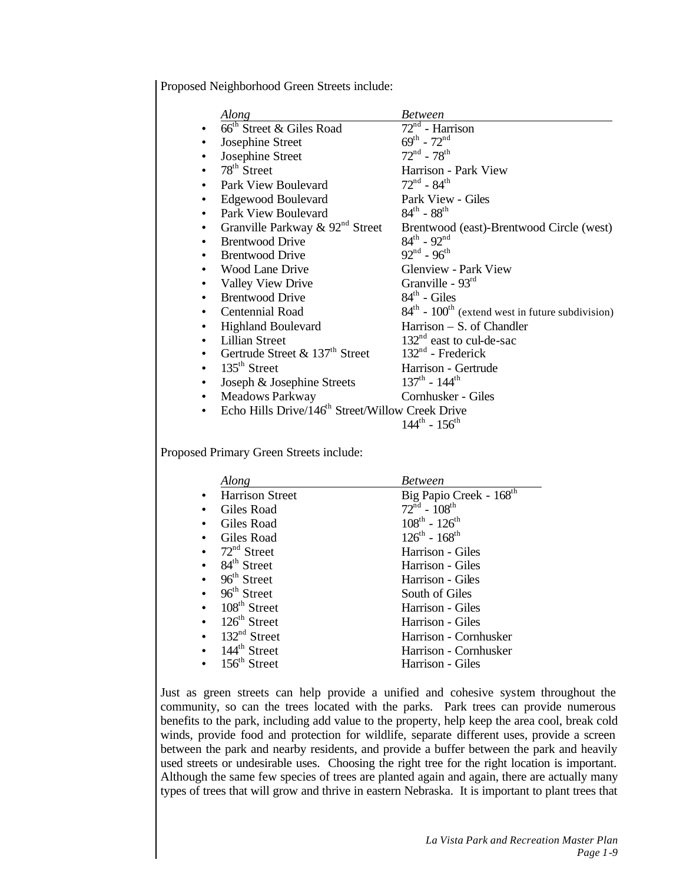Proposed Neighborhood Green Streets include:

| Along | Between |
|---|---|
| 66th Street & Giles Road | 72nd - Harrison |
| Josephine Street | 69th - 72nd |
| Josephine Street | 72nd - 78th |
| 78th Street | Harrison - Park View |
| Park View Boulevard | 72nd - 84th |
| Edgewood Boulevard | Park View - Giles |
| Park View Boulevard | 84th - 88th |
| Granville Parkway & 92nd Street | Brentwood (east)-Brentwood Circle (west) |
| Brentwood Drive | 84th - 92nd |
| Brentwood Drive | 92nd - 96th |
| Wood Lane Drive | Glenview - Park View |
| Valley View Drive | Granville - 93rd |
| Brentwood Drive | 84th - Giles |
| Centennial Road | 84th - 100th (extend west in future subdivision) |
| Highland Boulevard | Harrison – S. of Chandler |
| Lillian Street | 132nd east to cul-de-sac |
| Gertrude Street & 137th Street | 132nd - Frederick |
| 135th Street | Harrison - Gertrude |
| Joseph & Josephine Streets | 137th - 144th |
| Meadows Parkway | Cornhusker - Giles |
| Echo Hills Drive/146th Street/Willow Creek Drive | 144th - 156th |

Proposed Primary Green Streets include:

| Along | Between |
|---|---|
| Harrison Street | Big Papio Creek - 168th |
| Giles Road | 72nd - 108th |
| Giles Road | 108th - 126th |
| Giles Road | 126th - 168th |
| 72nd Street | Harrison - Giles |
| 84th Street | Harrison - Giles |
| 96th Street | Harrison - Giles |
| 96th Street | South of Giles |
| 108th Street | Harrison - Giles |
| 126th Street | Harrison - Giles |
| 132nd Street | Harrison - Cornhusker |
| 144th Street | Harrison - Cornhusker |
| 156th Street | Harrison - Giles |

Just as green streets can help provide a unified and cohesive system throughout the community, so can the trees located with the parks. Park trees can provide numerous benefits to the park, including add value to the property, help keep the area cool, break cold winds, provide food and protection for wildlife, separate different uses, provide a screen between the park and nearby residents, and provide a buffer between the park and heavily used streets or undesirable uses. Choosing the right tree for the right location is important. Although the same few species of trees are planted again and again, there are actually many types of trees that will grow and thrive in eastern Nebraska. It is important to plant trees that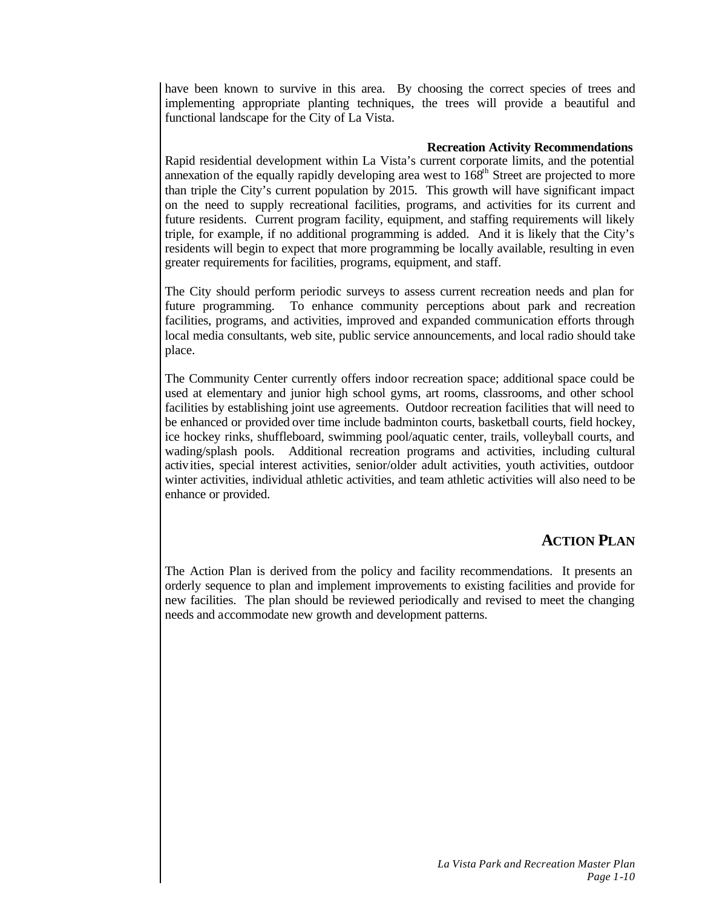have been known to survive in this area. By choosing the correct species of trees and implementing appropriate planting techniques, the trees will provide a beautiful and functional landscape for the City of La Vista.

### Recreation Activity Recommendations

Rapid residential development within La Vista's current corporate limits, and the potential annexation of the equally rapidly developing area west to 168th Street are projected to more than triple the City's current population by 2015. This growth will have significant impact on the need to supply recreational facilities, programs, and activities for its current and future residents. Current program facility, equipment, and staffing requirements will likely triple, for example, if no additional programming is added. And it is likely that the City's residents will begin to expect that more programming be locally available, resulting in even greater requirements for facilities, programs, equipment, and staff.

The City should perform periodic surveys to assess current recreation needs and plan for future programming. To enhance community perceptions about park and recreation facilities, programs, and activities, improved and expanded communication efforts through local media consultants, web site, public service announcements, and local radio should take place.

The Community Center currently offers indoor recreation space; additional space could be used at elementary and junior high school gyms, art rooms, classrooms, and other school facilities by establishing joint use agreements. Outdoor recreation facilities that will need to be enhanced or provided over time include badminton courts, basketball courts, field hockey, ice hockey rinks, shuffleboard, swimming pool/aquatic center, trails, volleyball courts, and wading/splash pools. Additional recreation programs and activities, including cultural activities, special interest activities, senior/older adult activities, youth activities, outdoor winter activities, individual athletic activities, and team athletic activities will also need to be enhance or provided.

## ACTION PLAN

The Action Plan is derived from the policy and facility recommendations. It presents an orderly sequence to plan and implement improvements to existing facilities and provide for new facilities. The plan should be reviewed periodically and revised to meet the changing needs and accommodate new growth and development patterns.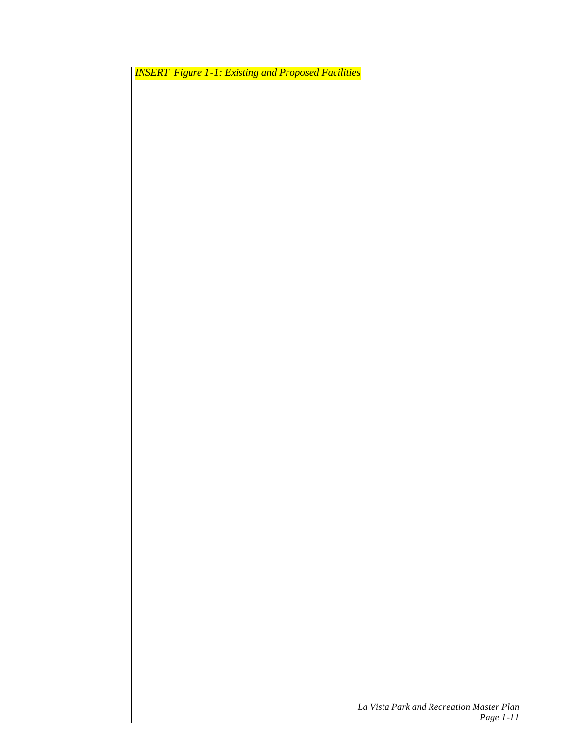*INSERT Figure 1-1: Existing and Proposed Facilities*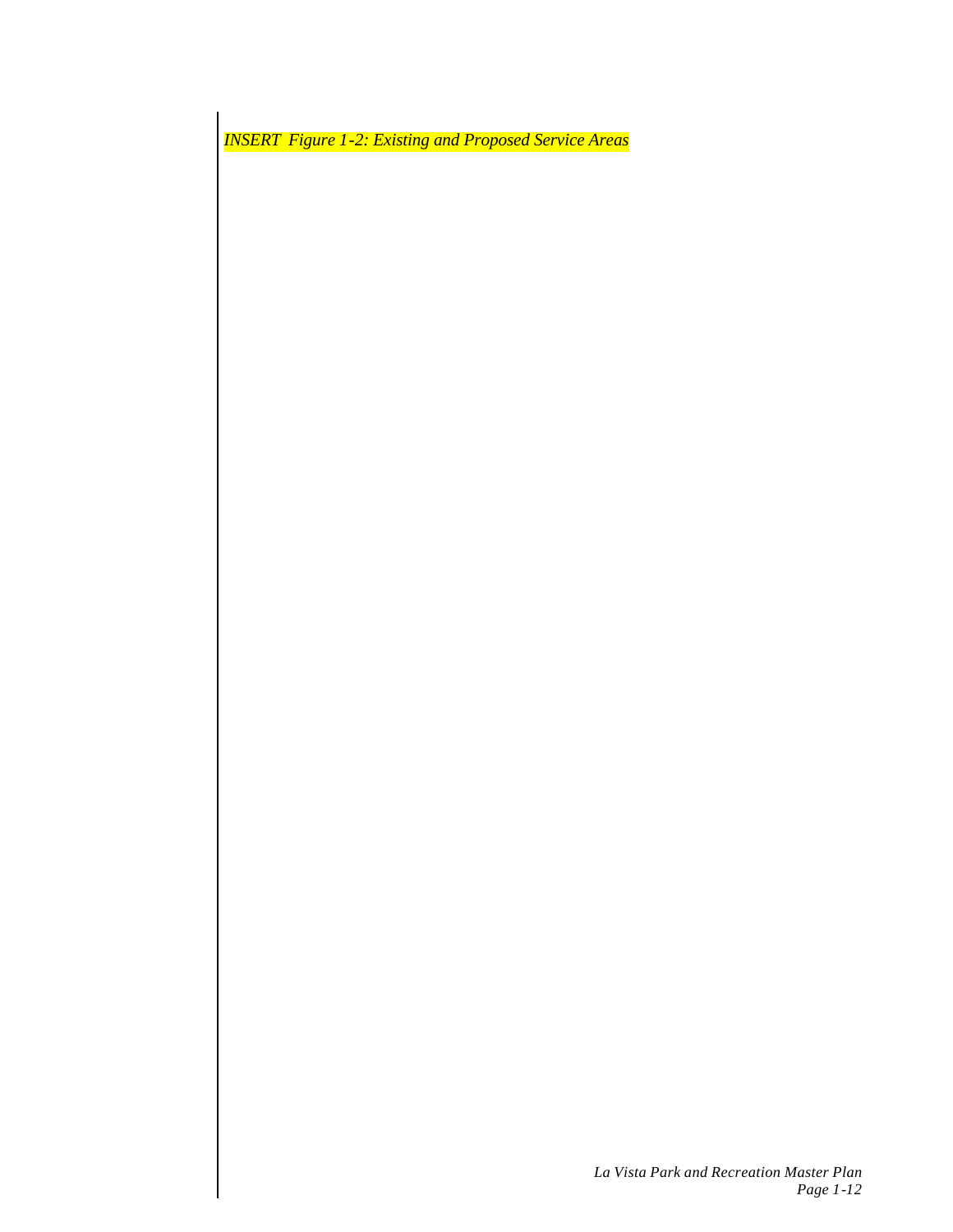*INSERT Figure 1-2: Existing and Proposed Service Areas*